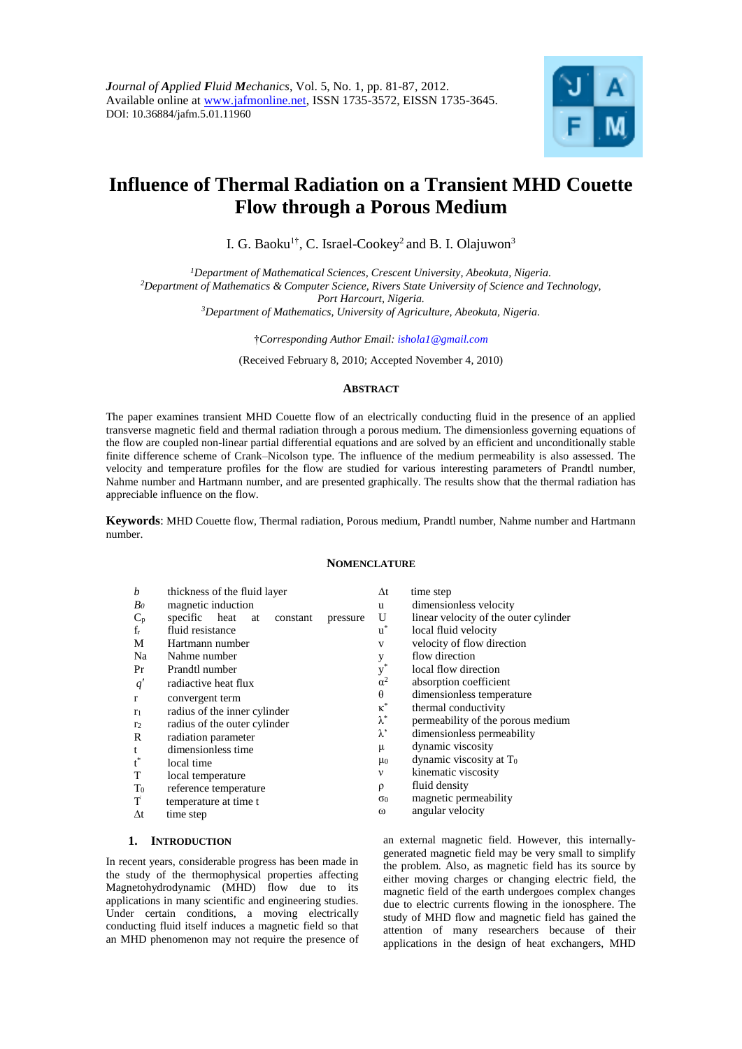*Journal of Applied Fluid Mechanics*, Vol. 5, No. 1, pp. 81-87, 2012.
Available online at www.jafmonline.net, ISSN 1735-3572, EISSN 1735-3645.
DOI: 10.36884/jafm.5.01.11960

# Influence of Thermal Radiation on a Transient MHD Couette Flow through a Porous Medium

I. G. Baoku[1†], C. Israel-Cookey[2] and B. I. Olajuwon[3]

[1]*Department of Mathematical Sciences, Crescent University, Abeokuta, Nigeria.*
[2]*Department of Mathematics & Computer Science, Rivers State University of Science and Technology, Port Harcourt, Nigeria.*
[3]*Department of Mathematics, University of Agriculture, Abeokuta, Nigeria.*

†*Corresponding Author Email: ishola1@gmail.com*

(Received February 8, 2010; Accepted November 4, 2010)

## Abstract

The paper examines transient MHD Couette flow of an electrically conducting fluid in the presence of an applied transverse magnetic field and thermal radiation through a porous medium. The dimensionless governing equations of the flow are coupled non-linear partial differential equations and are solved by an efficient and unconditionally stable finite difference scheme of Crank–Nicolson type. The influence of the medium permeability is also assessed. The velocity and temperature profiles for the flow are studied for various interesting parameters of Prandtl number, Nahme number and Hartmann number, and are presented graphically. The results show that the thermal radiation has appreciable influence on the flow.

**Keywords**: MHD Couette flow, Thermal radiation, Porous medium, Prandtl number, Nahme number and Hartmann number.

## Nomenclature

| | | | |
|---|---|---|---|
| $b$ | thickness of the fluid layer | $\Delta t$ | time step |
| $B_0$ | magnetic induction | u | dimensionless velocity |
| $C_p$ | specific heat at constant pressure | U | linear velocity of the outer cylinder |
| $f_r$ | fluid resistance | $u^*$ | local fluid velocity |
| M | Hartmann number | v | velocity of flow direction |
| Na | Nahme number | y | flow direction |
| Pr | Prandtl number | $y^*$ | local flow direction |
| $q'$ | radiactive heat flux | $\alpha^2$ | absorption coefficient |
| r | convergent term | $\theta$ | dimensionless temperature |
| $r_1$ | radius of the inner cylinder | $\kappa^*$ | thermal conductivity |
| $r_2$ | radius of the outer cylinder | $\lambda^*$ | permeability of the porous medium |
| R | radiation parameter | $\lambda'$ | dimensionless permeability |
| t | dimensionless time | $\mu$ | dynamic viscosity |
| $t^*$ | local time | $\mu_0$ | dynamic viscosity at $T_0$ |
| T | local temperature | $\nu$ | kinematic viscosity |
| $T_0$ | reference temperature | $\rho$ | fluid density |
| T | temperature at time t | $\sigma_0$ | magnetic permeability |
| $\Delta t$ | time step | $\omega$ | angular velocity |

## 1. Introduction

In recent years, considerable progress has been made in the study of the thermophysical properties affecting Magnetohydrodynamic (MHD) flow due to its applications in many scientific and engineering studies. Under certain conditions, a moving electrically conducting fluid itself induces a magnetic field so that an MHD phenomenon may not require the presence of an external magnetic field. However, this internally-generated magnetic field may be very small to simplify the problem. Also, as magnetic field has its source by either moving charges or changing electric field, the magnetic field of the earth undergoes complex changes due to electric currents flowing in the ionosphere. The study of MHD flow and magnetic field has gained the attention of many researchers because of their applications in the design of heat exchangers, MHD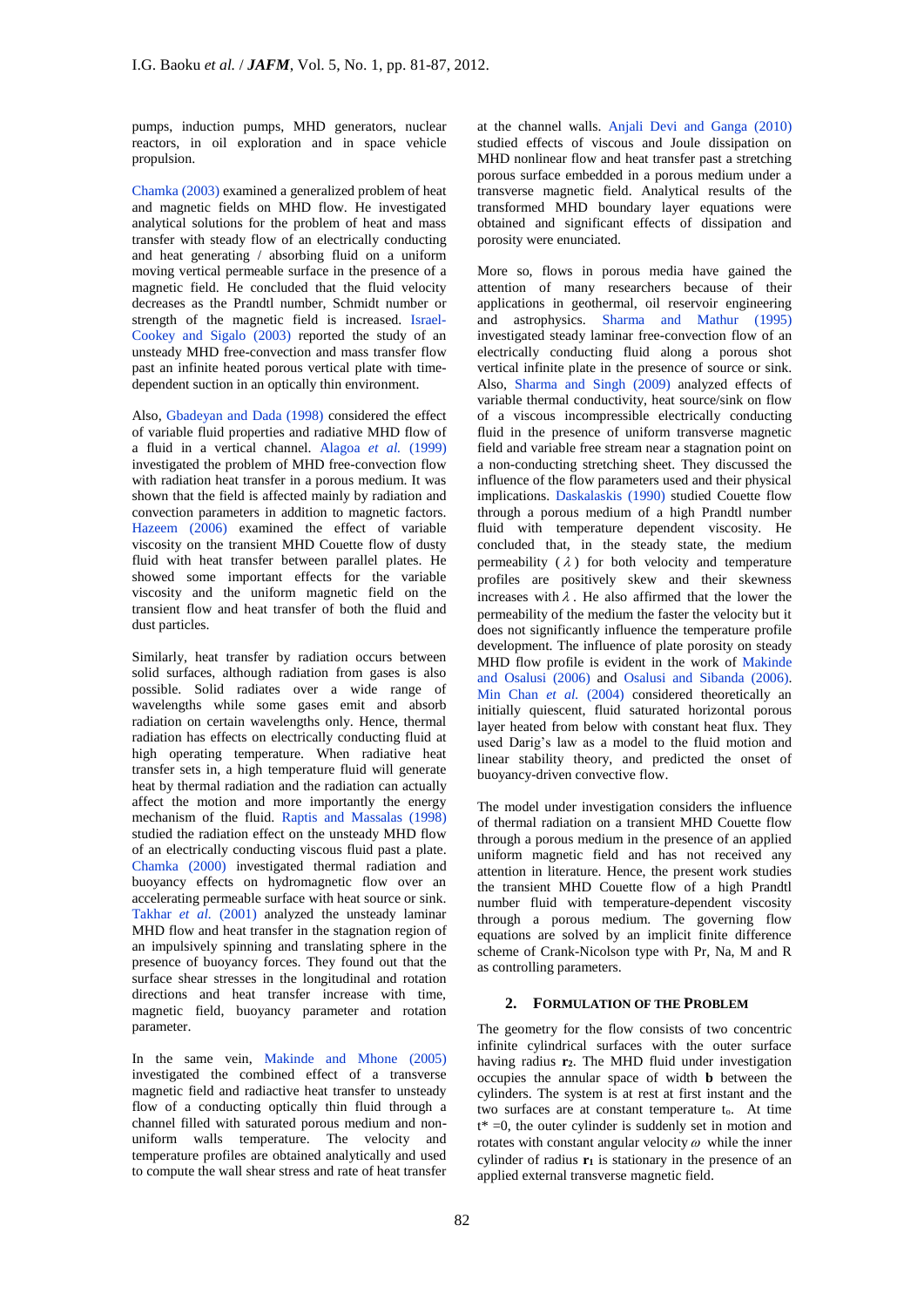pumps, induction pumps, MHD generators, nuclear reactors, in oil exploration and in space vehicle propulsion.

Chamka (2003) examined a generalized problem of heat and magnetic fields on MHD flow. He investigated analytical solutions for the problem of heat and mass transfer with steady flow of an electrically conducting and heat generating / absorbing fluid on a uniform moving vertical permeable surface in the presence of a magnetic field. He concluded that the fluid velocity decreases as the Prandtl number, Schmidt number or strength of the magnetic field is increased. Israel-Cookey and Sigalo (2003) reported the study of an unsteady MHD free-convection and mass transfer flow past an infinite heated porous vertical plate with time-dependent suction in an optically thin environment.

Also, Gbadeyan and Dada (1998) considered the effect of variable fluid properties and radiative MHD flow of a fluid in a vertical channel. Alagoa *et al.* (1999) investigated the problem of MHD free-convection flow with radiation heat transfer in a porous medium. It was shown that the field is affected mainly by radiation and convection parameters in addition to magnetic factors. Hazeem (2006) examined the effect of variable viscosity on the transient MHD Couette flow of dusty fluid with heat transfer between parallel plates. He showed some important effects for the variable viscosity and the uniform magnetic field on the transient flow and heat transfer of both the fluid and dust particles.

Similarly, heat transfer by radiation occurs between solid surfaces, although radiation from gases is also possible. Solid radiates over a wide range of wavelengths while some gases emit and absorb radiation on certain wavelengths only. Hence, thermal radiation has effects on electrically conducting fluid at high operating temperature. When radiative heat transfer sets in, a high temperature fluid will generate heat by thermal radiation and the radiation can actually affect the motion and more importantly the energy mechanism of the fluid. Raptis and Massalas (1998) studied the radiation effect on the unsteady MHD flow of an electrically conducting viscous fluid past a plate. Chamka (2000) investigated thermal radiation and buoyancy effects on hydromagnetic flow over an accelerating permeable surface with heat source or sink. Takhar *et al.* (2001) analyzed the unsteady laminar MHD flow and heat transfer in the stagnation region of an impulsively spinning and translating sphere in the presence of buoyancy forces. They found out that the surface shear stresses in the longitudinal and rotation directions and heat transfer increase with time, magnetic field, buoyancy parameter and rotation parameter.

In the same vein, Makinde and Mhone (2005) investigated the combined effect of a transverse magnetic field and radiactive heat transfer to unsteady flow of a conducting optically thin fluid through a channel filled with saturated porous medium and non-uniform walls temperature. The velocity and temperature profiles are obtained analytically and used to compute the wall shear stress and rate of heat transfer at the channel walls. Anjali Devi and Ganga (2010) studied effects of viscous and Joule dissipation on MHD nonlinear flow and heat transfer past a stretching porous surface embedded in a porous medium under a transverse magnetic field. Analytical results of the transformed MHD boundary layer equations were obtained and significant effects of dissipation and porosity were enunciated.

More so, flows in porous media have gained the attention of many researchers because of their applications in geothermal, oil reservoir engineering and astrophysics. Sharma and Mathur (1995) investigated steady laminar free-convection flow of an electrically conducting fluid along a porous shot vertical infinite plate in the presence of source or sink. Also, Sharma and Singh (2009) analyzed effects of variable thermal conductivity, heat source/sink on flow of a viscous incompressible electrically conducting fluid in the presence of uniform transverse magnetic field and variable free stream near a stagnation point on a non-conducting stretching sheet. They discussed the influence of the flow parameters used and their physical implications. Daskalaskis (1990) studied Couette flow through a porous medium of a high Prandtl number fluid with temperature dependent viscosity. He concluded that, in the steady state, the medium permeability ($\lambda$) for both velocity and temperature profiles are positively skew and their skewness increases with $\lambda$. He also affirmed that the lower the permeability of the medium the faster the velocity but it does not significantly influence the temperature profile development. The influence of plate porosity on steady MHD flow profile is evident in the work of Makinde and Osalusi (2006) and Osalusi and Sibanda (2006). Min Chan *et al.* (2004) considered theoretically an initially quiescent, fluid saturated horizontal porous layer heated from below with constant heat flux. They used Darig's law as a model to the fluid motion and linear stability theory, and predicted the onset of buoyancy-driven convective flow.

The model under investigation considers the influence of thermal radiation on a transient MHD Couette flow through a porous medium in the presence of an applied uniform magnetic field and has not received any attention in literature. Hence, the present work studies the transient MHD Couette flow of a high Prandtl number fluid with temperature-dependent viscosity through a porous medium. The governing flow equations are solved by an implicit finite difference scheme of Crank-Nicolson type with Pr, Na, M and R as controlling parameters.

## 2. Formulation of the Problem

The geometry for the flow consists of two concentric infinite cylindrical surfaces with the outer surface having radius $\mathbf{r_2}$. The MHD fluid under investigation occupies the annular space of width $\mathbf{b}$ between the cylinders. The system is at rest at first instant and the two surfaces are at constant temperature $t_o$. At time $t^* = 0$, the outer cylinder is suddenly set in motion and rotates with constant angular velocity $\omega$ while the inner cylinder of radius $\mathbf{r_1}$ is stationary in the presence of an applied external transverse magnetic field.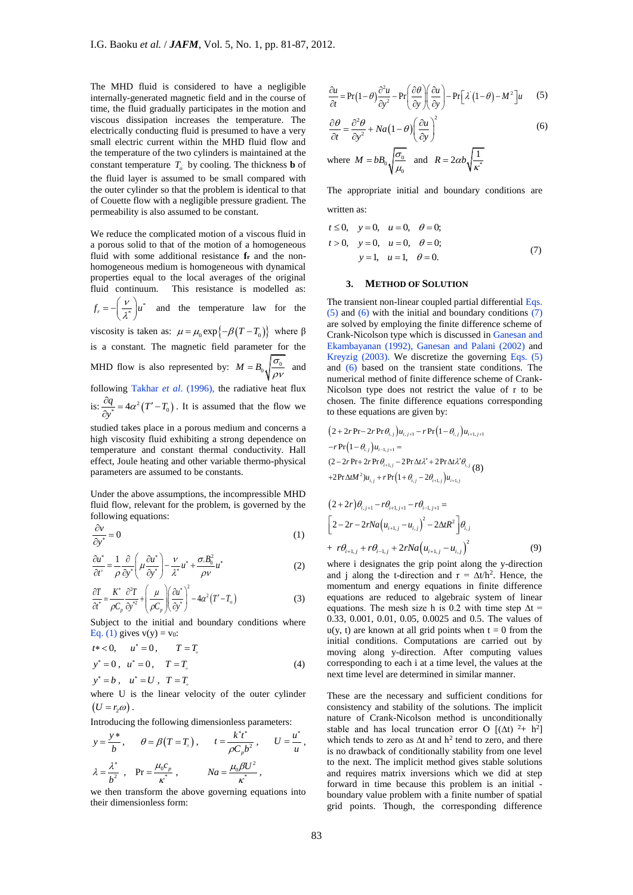The MHD fluid is considered to have a negligible internally-generated magnetic field and in the course of time, the fluid gradually participates in the motion and viscous dissipation increases the temperature. The electrically conducting fluid is presumed to have a very small electric current within the MHD fluid flow and the temperature of the two cylinders is maintained at the constant temperature $T_o$ by cooling. The thickness **b** of the fluid layer is assumed to be small compared with the outer cylinder so that the problem is identical to that of Couette flow with a negligible pressure gradient. The permeability is also assumed to be constant.

We reduce the complicated motion of a viscous fluid in a porous solid to that of the motion of a homogeneous fluid with some additional resistance $\mathbf{f_r}$ and the non-homogeneous medium is homogeneous with dynamical properties equal to the local averages of the original fluid continuum. This resistance is modelled as: $f_r = -\left(\frac{\nu}{\lambda^*}\right)u^*$ and the temperature law for the viscosity is taken as: $\mu = \mu_0 \exp\{-\beta(T - T_0)\}$ where β is a constant. The magnetic field parameter for the MHD flow is also represented by: $M = B_0\sqrt{\frac{\sigma_0}{\rho\nu}}$ and following Takhar *et al*. (1996), the radiative heat flux is: $\frac{\partial q}{\partial y^*} = 4\alpha^2(T' - T_0)$. It is assumed that the flow we studied takes place in a porous medium and concerns a high viscosity fluid exhibiting a strong dependence on temperature and constant thermal conductivity. Hall effect, Joule heating and other variable thermo-physical parameters are assumed to be constants.

Under the above assumptions, the incompressible MHD fluid flow, relevant for the problem, is governed by the following equations:

$$\frac{\partial v}{\partial y^*} = 0 \tag{1}$$

$$\frac{\partial u^*}{\partial t^*} = \frac{1}{\rho}\frac{\partial}{\partial y^*}\left(\mu\frac{\partial u^*}{\partial y^*}\right) - \frac{\nu}{\lambda^*}u^* + \frac{\sigma_0 B_0^2}{\rho\nu}u^* \tag{2}$$

$$\frac{\partial T}{\partial t^*} = \frac{K^*}{\rho C_p}\frac{\partial^2 T}{\partial y^{*2}} + \left(\frac{\mu}{\rho C_p}\right)\left(\frac{\partial u^*}{\partial y^*}\right)^2 - 4\alpha^2(T' - T_\infty) \tag{3}$$

Subject to the initial and boundary conditions where Eq. (1) gives $v(y) = v_0$:

$$\begin{aligned} &t^* < 0, \quad u^* = 0, \quad T = T_\circ \\ &y^* = 0, \quad u^* = 0, \quad T = T_\circ \\ &y^* = b, \quad u^* = U, \quad T = T_\circ \end{aligned} \tag{4}$$

where U is the linear velocity of the outer cylinder $(U = r_2\omega)$.

Introducing the following dimensionless parameters:

$$y = \frac{y^*}{b}, \quad \theta = \beta(T - T_\circ), \quad t = \frac{k^* t^*}{\rho C_p b^2}, \quad U = \frac{u^*}{u},$$

$$\lambda = \frac{\lambda^*}{b^2}, \quad \Pr = \frac{\mu_0 c_p}{\kappa^*}, \quad Na = \frac{\mu_0 \beta U^2}{\kappa^*},$$

we then transform the above governing equations into their dimensionless form:

$$\frac{\partial u}{\partial t} = \Pr(1-\theta)\frac{\partial^2 u}{\partial y^2} - \Pr\left(\frac{\partial\theta}{\partial y}\right)\left(\frac{\partial u}{\partial y}\right) - \Pr\left[\lambda'(1-\theta) - M^2\right]u \tag{5}$$

$$\frac{\partial\theta}{\partial t} = \frac{\partial^2\theta}{\partial y^2} + Na(1-\theta)\left(\frac{\partial u}{\partial y}\right)^2 \tag{6}$$

where $M = bB_0\sqrt{\frac{\sigma_0}{\mu_0}}$ and $R = 2\alpha b\sqrt{\frac{1}{\kappa^*}}$

The appropriate initial and boundary conditions are written as:

$$\begin{aligned} &t \le 0, \quad y = 0, \quad u = 0, \quad \theta = 0; \\ &t > 0, \quad y = 0, \quad u = 0, \quad \theta = 0; \\ &\qquad\quad y = 1, \quad u = 1, \quad \theta = 0. \end{aligned} \tag{7}$$

## 3. METHOD OF SOLUTION

The transient non-linear coupled partial differential Eqs. (5) and (6) with the initial and boundary conditions (7) are solved by employing the finite difference scheme of Crank-Nicolson type which is discussed in Ganesan and Ekambayanan (1992), Ganesan and Palani (2002) and Kreyzig (2003). We discretize the governing Eqs. (5) and (6) based on the transient state conditions. The numerical method of finite difference scheme of Crank-Nicolson type does not restrict the value of r to be chosen. The finite difference equations corresponding to these equations are given by:

$$\begin{aligned} &\left(2 + 2r\Pr - 2r\Pr\theta_{i,j}\right)u_{i,j+1} - r\Pr\left(1-\theta_{i,j}\right)u_{i+1,j+1} \\ &-r\Pr\left(1-\theta_{i,j}\right)u_{i-1,j+1} = \\ &(2 - 2r\Pr + 2r\Pr\theta_{i+1,j} - 2\Pr\Delta t\lambda' + 2\Pr\Delta t\lambda'\theta_{i,j} \\ &+2\Pr\Delta t M^2)u_{i,j} + r\Pr\left(1 + \theta_{i,j} - 2\theta_{i+1,j}\right)u_{i+1,j} \end{aligned} \tag{8}$$

$$\begin{aligned} &(2 + 2r)\theta_{i,j+1} - r\theta_{i+1,j+1} - r\theta_{i-1,j+1} = \\ &\left[2 - 2r - 2rNa\left(u_{i+1,j} - u_{i,j}\right)^2 - 2\Delta t R^2\right]\theta_{i,j} \\ &+ r\theta_{i+1,j} + r\theta_{i-1,j} + 2rNa\left(u_{i+1,j} - u_{i,j}\right)^2 \end{aligned} \tag{9}$$

where i designates the grip point along the y-direction and j along the t-direction and r = $\Delta t/h^2$. Hence, the momentum and energy equations in finite difference equations are reduced to algebraic system of linear equations. The mesh size h is 0.2 with time step $\Delta t$ = 0.33, 0.001, 0.01, 0.05, 0.0025 and 0.5. The values of u(y, t) are known at all grid points when t = 0 from the initial conditions. Computations are carried out by moving along y-direction. After computing values corresponding to each i at a time level, the values at the next time level are determined in similar manner.

These are the necessary and sufficient conditions for consistency and stability of the solutions. The implicit nature of Crank-Nicolson method is unconditionally stable and has local truncation error O $[(\Delta t)^2 + h^2]$ which tends to zero as $\Delta t$ and $h^2$ tend to zero, and there is no drawback of conditionally stability from one level to the next. The implicit method gives stable solutions and requires matrix inversions which we did at step forward in time because this problem is an initial - boundary value problem with a finite number of spatial grid points. Though, the corresponding difference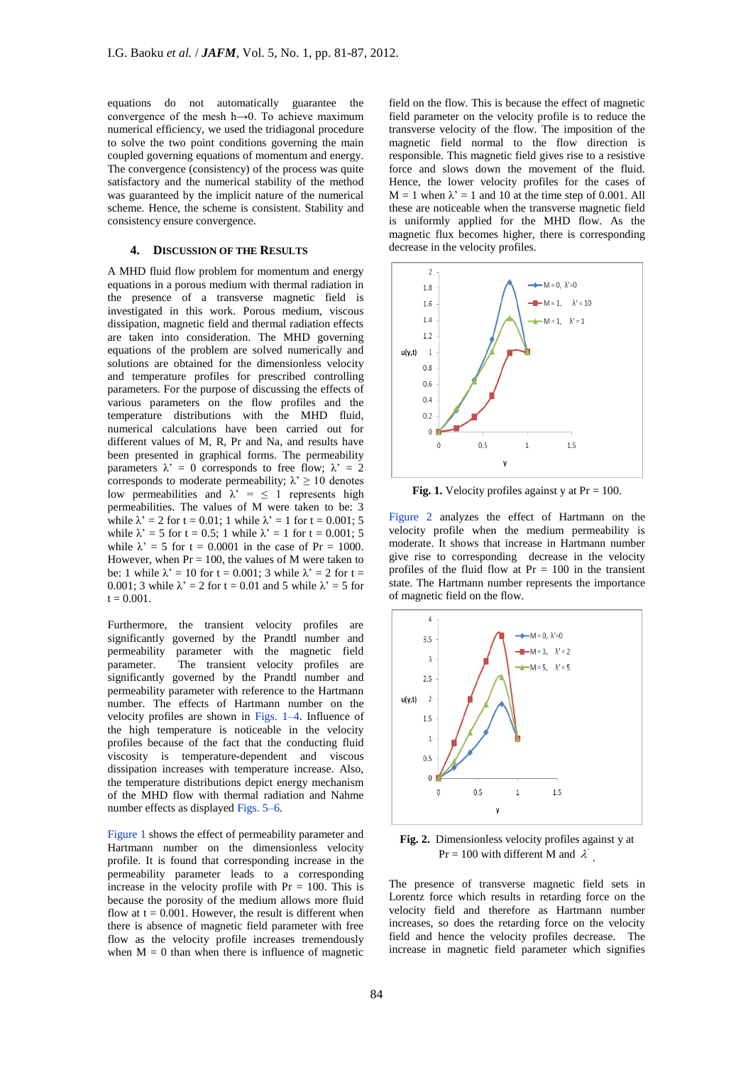equations do not automatically guarantee the convergence of the mesh $h \rightarrow 0$. To achieve maximum numerical efficiency, we used the tridiagonal procedure to solve the two point conditions governing the main coupled governing equations of momentum and energy. The convergence (consistency) of the process was quite satisfactory and the numerical stability of the method was guaranteed by the implicit nature of the numerical scheme. Hence, the scheme is consistent. Stability and consistency ensure convergence.

## 4. Discussion of the Results

A MHD fluid flow problem for momentum and energy equations in a porous medium with thermal radiation in the presence of a transverse magnetic field is investigated in this work. Porous medium, viscous dissipation, magnetic field and thermal radiation effects are taken into consideration. The MHD governing equations of the problem are solved numerically and solutions are obtained for the dimensionless velocity and temperature profiles for prescribed controlling parameters. For the purpose of discussing the effects of various parameters on the flow profiles and the temperature distributions with the MHD fluid, numerical calculations have been carried out for different values of M, R, Pr and Na, and results have been presented in graphical forms. The permeability parameters $\lambda' = 0$ corresponds to free flow; $\lambda' = 2$ corresponds to moderate permeability; $\lambda' \geq 10$ denotes low permeabilities and $\lambda' = \leq 1$ represents high permeabilities. The values of M were taken to be: 3 while $\lambda' = 2$ for $t = 0.01$; 1 while $\lambda' = 1$ for $t = 0.001$; 5 while $\lambda' = 5$ for $t = 0.5$; 1 while $\lambda' = 1$ for $t = 0.001$; 5 while $\lambda' = 5$ for $t = 0.0001$ in the case of $Pr = 1000$. However, when $Pr = 100$, the values of M were taken to be: 1 while $\lambda' = 10$ for $t = 0.001$; 3 while $\lambda' = 2$ for $t = 0.001$; 3 while $\lambda' = 2$ for $t = 0.01$ and 5 while $\lambda' = 5$ for $t = 0.001$.

Furthermore, the transient velocity profiles are significantly governed by the Prandtl number and permeability parameter with the magnetic field parameter. The transient velocity profiles are significantly governed by the Prandtl number and permeability parameter with reference to the Hartmann number. The effects of Hartmann number on the velocity profiles are shown in Figs. 1–4. Influence of the high temperature is noticeable in the velocity profiles because of the fact that the conducting fluid viscosity is temperature-dependent and viscous dissipation increases with temperature increase. Also, the temperature distributions depict energy mechanism of the MHD flow with thermal radiation and Nahme number effects as displayed Figs. 5–6.

Figure 1 shows the effect of permeability parameter and Hartmann number on the dimensionless velocity profile. It is found that corresponding increase in the permeability parameter leads to a corresponding increase in the velocity profile with $Pr = 100$. This is because the porosity of the medium allows more fluid flow at $t = 0.001$. However, the result is different when there is absence of magnetic field parameter with free flow as the velocity profile increases tremendously when $M = 0$ than when there is influence of magnetic field on the flow. This is because the effect of magnetic field parameter on the velocity profile is to reduce the transverse velocity of the flow. The imposition of the magnetic field normal to the flow direction is responsible. This magnetic field gives rise to a resistive force and slows down the movement of the fluid. Hence, the lower velocity profiles for the cases of $M = 1$ when $\lambda' = 1$ and 10 at the time step of 0.001. All these are noticeable when the transverse magnetic field is uniformly applied for the MHD flow. As the magnetic flux becomes higher, there is corresponding decrease in the velocity profiles.

**Fig. 1.** Velocity profiles against y at $Pr = 100$.

Figure 2 analyzes the effect of Hartmann on the velocity profile when the medium permeability is moderate. It shows that increase in Hartmann number give rise to corresponding decrease in the velocity profiles of the fluid flow at $Pr = 100$ in the transient state. The Hartmann number represents the importance of magnetic field on the flow.

**Fig. 2.** Dimensionless velocity profiles against y at $Pr = 100$ with different M and $\lambda'$.

The presence of transverse magnetic field sets in Lorentz force which results in retarding force on the velocity field and therefore as Hartmann number increases, so does the retarding force on the velocity field and hence the velocity profiles decrease. The increase in magnetic field parameter which signifies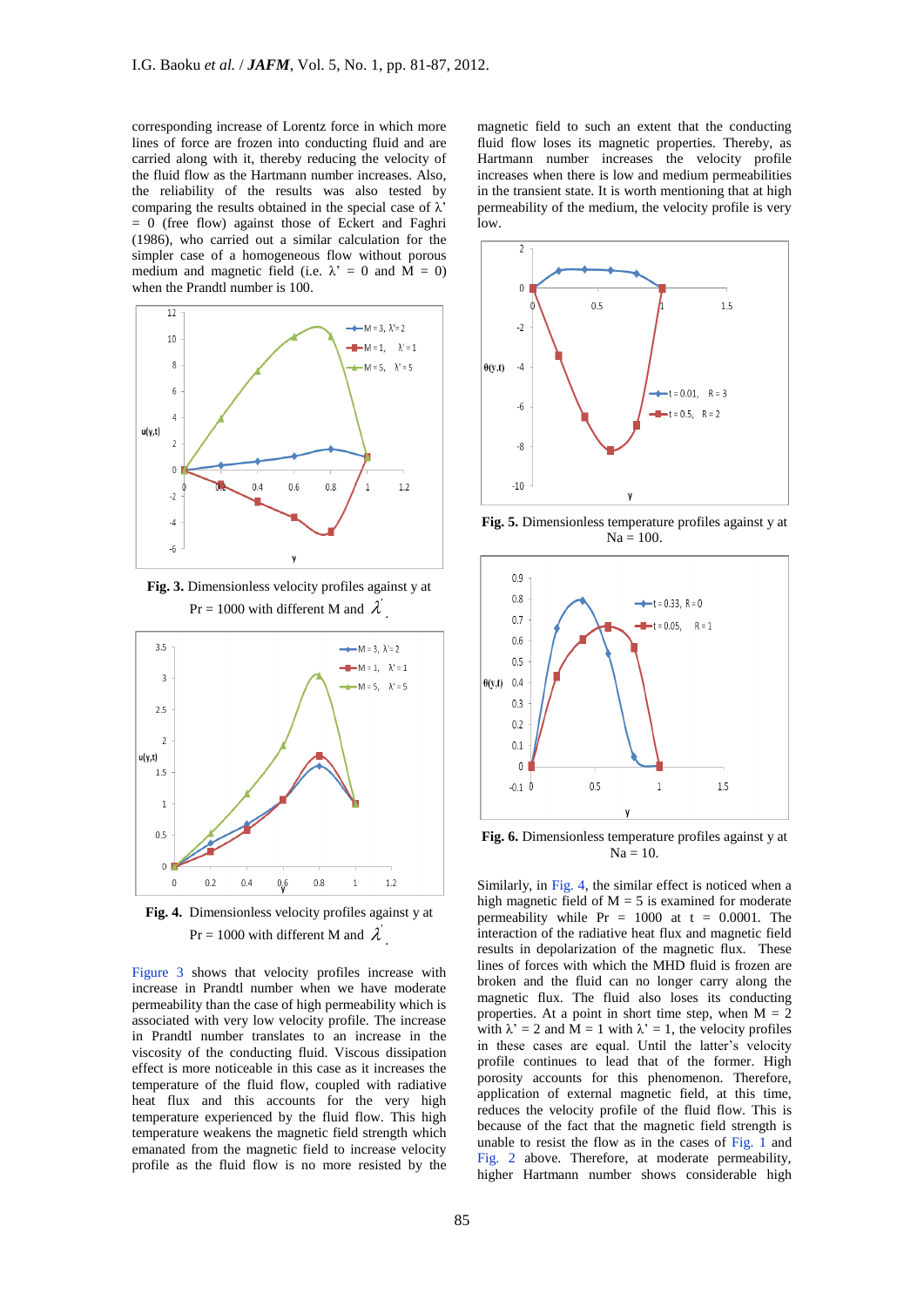corresponding increase of Lorentz force in which more lines of force are frozen into conducting fluid and are carried along with it, thereby reducing the velocity of the fluid flow as the Hartmann number increases. Also, the reliability of the results was also tested by comparing the results obtained in the special case of λ' = 0 (free flow) against those of Eckert and Faghri (1986), who carried out a similar calculation for the simpler case of a homogeneous flow without porous medium and magnetic field (i.e. λ' = 0 and M = 0) when the Prandtl number is 100.

**Fig. 3.** Dimensionless velocity profiles against y at Pr = 1000 with different M and $\lambda'$.

**Fig. 4.** Dimensionless velocity profiles against y at Pr = 1000 with different M and $\lambda'$.

Figure 3 shows that velocity profiles increase with increase in Prandtl number when we have moderate permeability than the case of high permeability which is associated with very low velocity profile. The increase in Prandtl number translates to an increase in the viscosity of the conducting fluid. Viscous dissipation effect is more noticeable in this case as it increases the temperature of the fluid flow, coupled with radiative heat flux and this accounts for the very high temperature experienced by the fluid flow. This high temperature weakens the magnetic field strength which emanated from the magnetic field to increase velocity profile as the fluid flow is no more resisted by the magnetic field to such an extent that the conducting fluid flow loses its magnetic properties. Thereby, as Hartmann number increases the velocity profile increases when there is low and medium permeabilities in the transient state. It is worth mentioning that at high permeability of the medium, the velocity profile is very low.

**Fig. 5.** Dimensionless temperature profiles against y at Na = 100.

**Fig. 6.** Dimensionless temperature profiles against y at Na = 10.

Similarly, in Fig. 4, the similar effect is noticed when a high magnetic field of M = 5 is examined for moderate permeability while Pr = 1000 at t = 0.0001. The interaction of the radiative heat flux and magnetic field results in depolarization of the magnetic flux. These lines of forces with which the MHD fluid is frozen are broken and the fluid can no longer carry along the magnetic flux. The fluid also loses its conducting properties. At a point in short time step, when M = 2 with λ' = 2 and M = 1 with λ' = 1, the velocity profiles in these cases are equal. Until the latter's velocity profile continues to lead that of the former. High porosity accounts for this phenomenon. Therefore, application of external magnetic field, at this time, reduces the velocity profile of the fluid flow. This is because of the fact that the magnetic field strength is unable to resist the flow as in the cases of Fig. 1 and Fig. 2 above. Therefore, at moderate permeability, higher Hartmann number shows considerable high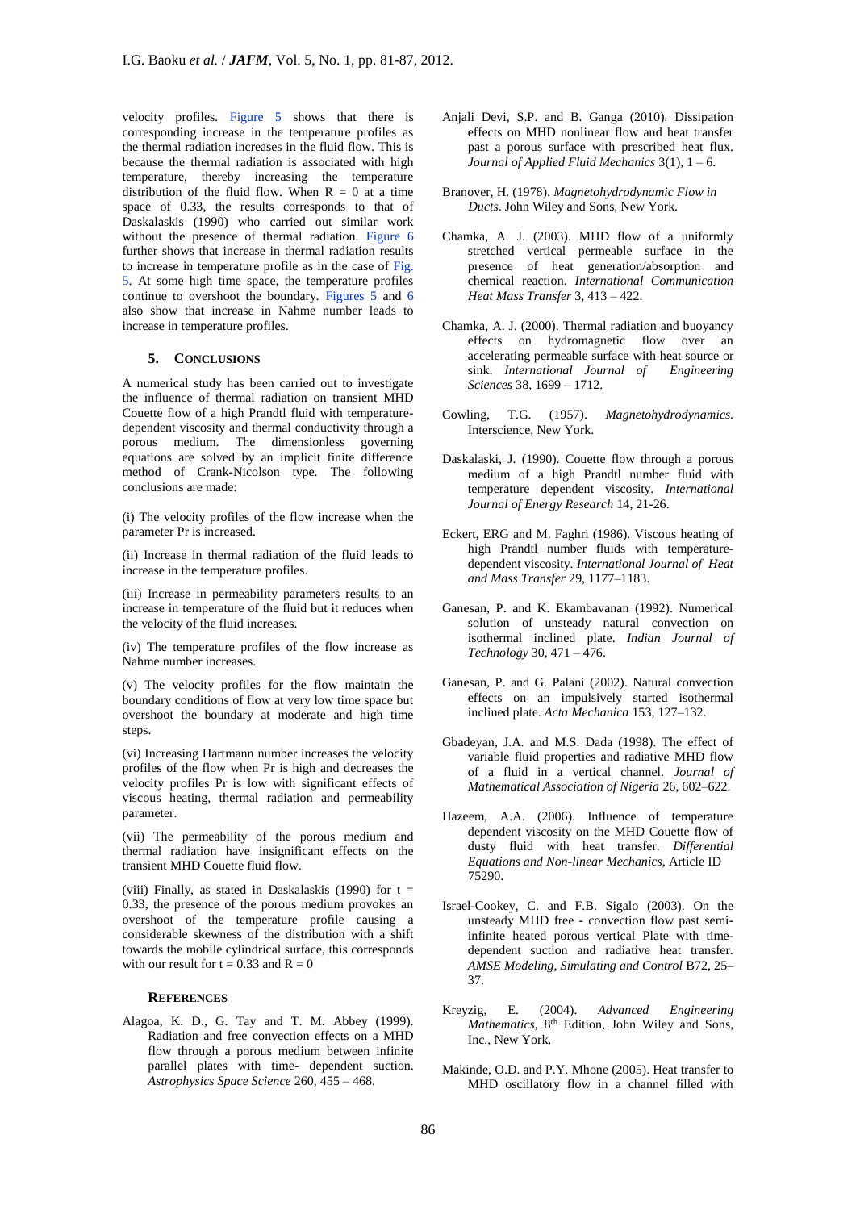velocity profiles. Figure 5 shows that there is corresponding increase in the temperature profiles as the thermal radiation increases in the fluid flow. This is because the thermal radiation is associated with high temperature, thereby increasing the temperature distribution of the fluid flow. When $R = 0$ at a time space of 0.33, the results corresponds to that of Daskalaskis (1990) who carried out similar work without the presence of thermal radiation. Figure 6 further shows that increase in thermal radiation results to increase in temperature profile as in the case of Fig. 5. At some high time space, the temperature profiles continue to overshoot the boundary. Figures 5 and 6 also show that increase in Nahme number leads to increase in temperature profiles.

## 5. CONCLUSIONS

A numerical study has been carried out to investigate the influence of thermal radiation on transient MHD Couette flow of a high Prandtl fluid with temperature-dependent viscosity and thermal conductivity through a porous medium. The dimensionless governing equations are solved by an implicit finite difference method of Crank-Nicolson type. The following conclusions are made:

(i) The velocity profiles of the flow increase when the parameter Pr is increased.

(ii) Increase in thermal radiation of the fluid leads to increase in the temperature profiles.

(iii) Increase in permeability parameters results to an increase in temperature of the fluid but it reduces when the velocity of the fluid increases.

(iv) The temperature profiles of the flow increase as Nahme number increases.

(v) The velocity profiles for the flow maintain the boundary conditions of flow at very low time space but overshoot the boundary at moderate and high time steps.

(vi) Increasing Hartmann number increases the velocity profiles of the flow when Pr is high and decreases the velocity profiles Pr is low with significant effects of viscous heating, thermal radiation and permeability parameter.

(vii) The permeability of the porous medium and thermal radiation have insignificant effects on the transient MHD Couette fluid flow.

(viii) Finally, as stated in Daskalaskis (1990) for $t = 0.33$, the presence of the porous medium provokes an overshoot of the temperature profile causing a considerable skewness of the distribution with a shift towards the mobile cylindrical surface, this corresponds with our result for $t = 0.33$ and $R = 0$

### REFERENCES

Alagoa, K. D., G. Tay and T. M. Abbey (1999). Radiation and free convection effects on a MHD flow through a porous medium between infinite parallel plates with time- dependent suction. *Astrophysics Space Science* 260, 455 – 468.

Anjali Devi, S.P. and B. Ganga (2010). Dissipation effects on MHD nonlinear flow and heat transfer past a porous surface with prescribed heat flux. *Journal of Applied Fluid Mechanics* 3(1), 1 – 6.

Branover, H. (1978). *Magnetohydrodynamic Flow in Ducts*. John Wiley and Sons, New York.

Chamka, A. J. (2003). MHD flow of a uniformly stretched vertical permeable surface in the presence of heat generation/absorption and chemical reaction. *International Communication Heat Mass Transfer* 3, 413 – 422.

Chamka, A. J. (2000). Thermal radiation and buoyancy effects on hydromagnetic flow over an accelerating permeable surface with heat source or sink. *International Journal of Engineering Sciences* 38, 1699 – 1712.

Cowling, T.G. (1957). *Magnetohydrodynamics.* Interscience, New York.

Daskalaski, J. (1990). Couette flow through a porous medium of a high Prandtl number fluid with temperature dependent viscosity. *International Journal of Energy Research* 14, 21-26.

Eckert, ERG and M. Faghri (1986). Viscous heating of high Prandtl number fluids with temperature-dependent viscosity. *International Journal of Heat and Mass Transfer* 29, 1177–1183.

Ganesan, P. and K. Ekambavanan (1992). Numerical solution of unsteady natural convection on isothermal inclined plate. *Indian Journal of Technology* 30, 471 – 476.

Ganesan, P. and G. Palani (2002). Natural convection effects on an impulsively started isothermal inclined plate. *Acta Mechanica* 153, 127–132.

Gbadeyan, J.A. and M.S. Dada (1998). The effect of variable fluid properties and radiative MHD flow of a fluid in a vertical channel. *Journal of Mathematical Association of Nigeria* 26, 602–622.

Hazeem, A.A. (2006). Influence of temperature dependent viscosity on the MHD Couette flow of dusty fluid with heat transfer. *Differential Equations and Non-linear Mechanics*, Article ID 75290.

Israel-Cookey, C. and F.B. Sigalo (2003). On the unsteady MHD free - convection flow past semi-infinite heated porous vertical Plate with time-dependent suction and radiative heat transfer. *AMSE Modeling, Simulating and Control* B72, 25–37.

Kreyzig, E. (2004). *Advanced Engineering Mathematics*, 8th Edition, John Wiley and Sons, Inc., New York.

Makinde, O.D. and P.Y. Mhone (2005). Heat transfer to MHD oscillatory flow in a channel filled with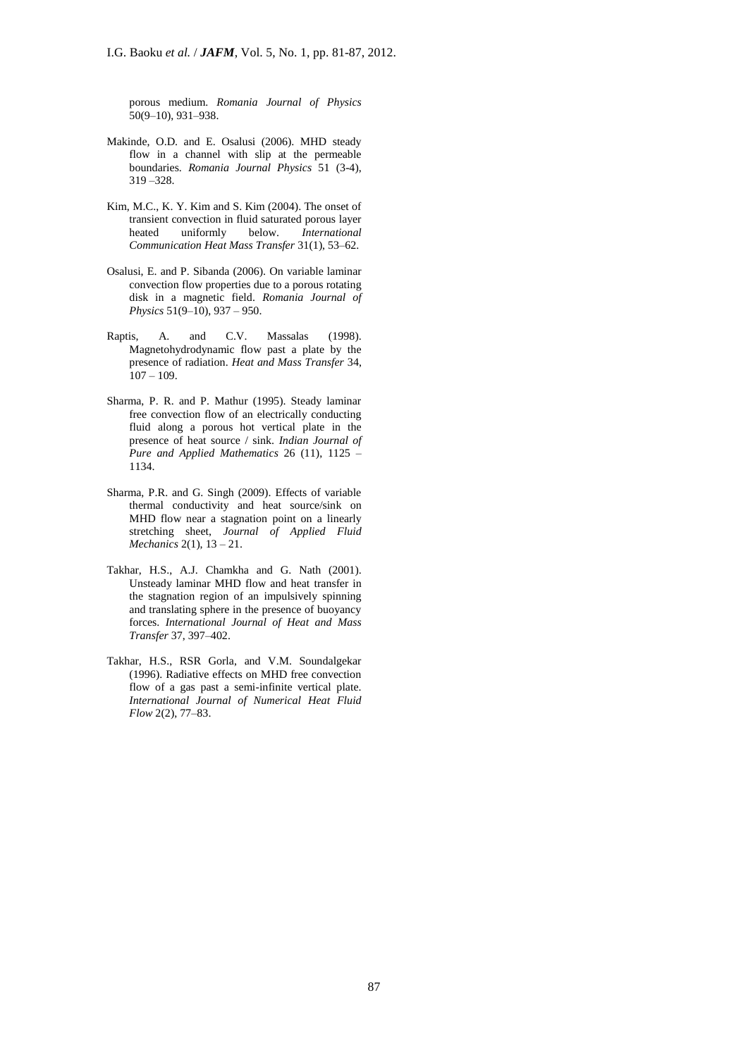porous medium. *Romania Journal of Physics* 50(9–10), 931–938.

Makinde, O.D. and E. Osalusi (2006). MHD steady flow in a channel with slip at the permeable boundaries. *Romania Journal Physics* 51 (3-4), 319 –328.

Kim, M.C., K. Y. Kim and S. Kim (2004). The onset of transient convection in fluid saturated porous layer heated uniformly below. *International Communication Heat Mass Transfer* 31(1), 53–62.

Osalusi, E. and P. Sibanda (2006). On variable laminar convection flow properties due to a porous rotating disk in a magnetic field. *Romania Journal of Physics* 51(9–10), 937 – 950.

Raptis, A. and C.V. Massalas (1998). Magnetohydrodynamic flow past a plate by the presence of radiation. *Heat and Mass Transfer* 34, 107 – 109.

Sharma, P. R. and P. Mathur (1995). Steady laminar free convection flow of an electrically conducting fluid along a porous hot vertical plate in the presence of heat source / sink. *Indian Journal of Pure and Applied Mathematics* 26 (11), 1125 – 1134.

Sharma, P.R. and G. Singh (2009). Effects of variable thermal conductivity and heat source/sink on MHD flow near a stagnation point on a linearly stretching sheet, *Journal of Applied Fluid Mechanics* 2(1), 13 – 21.

Takhar, H.S., A.J. Chamkha and G. Nath (2001). Unsteady laminar MHD flow and heat transfer in the stagnation region of an impulsively spinning and translating sphere in the presence of buoyancy forces. *International Journal of Heat and Mass Transfer* 37, 397–402.

Takhar, H.S., RSR Gorla, and V.M. Soundalgekar (1996). Radiative effects on MHD free convection flow of a gas past a semi-infinite vertical plate. *International Journal of Numerical Heat Fluid Flow* 2(2), 77–83.